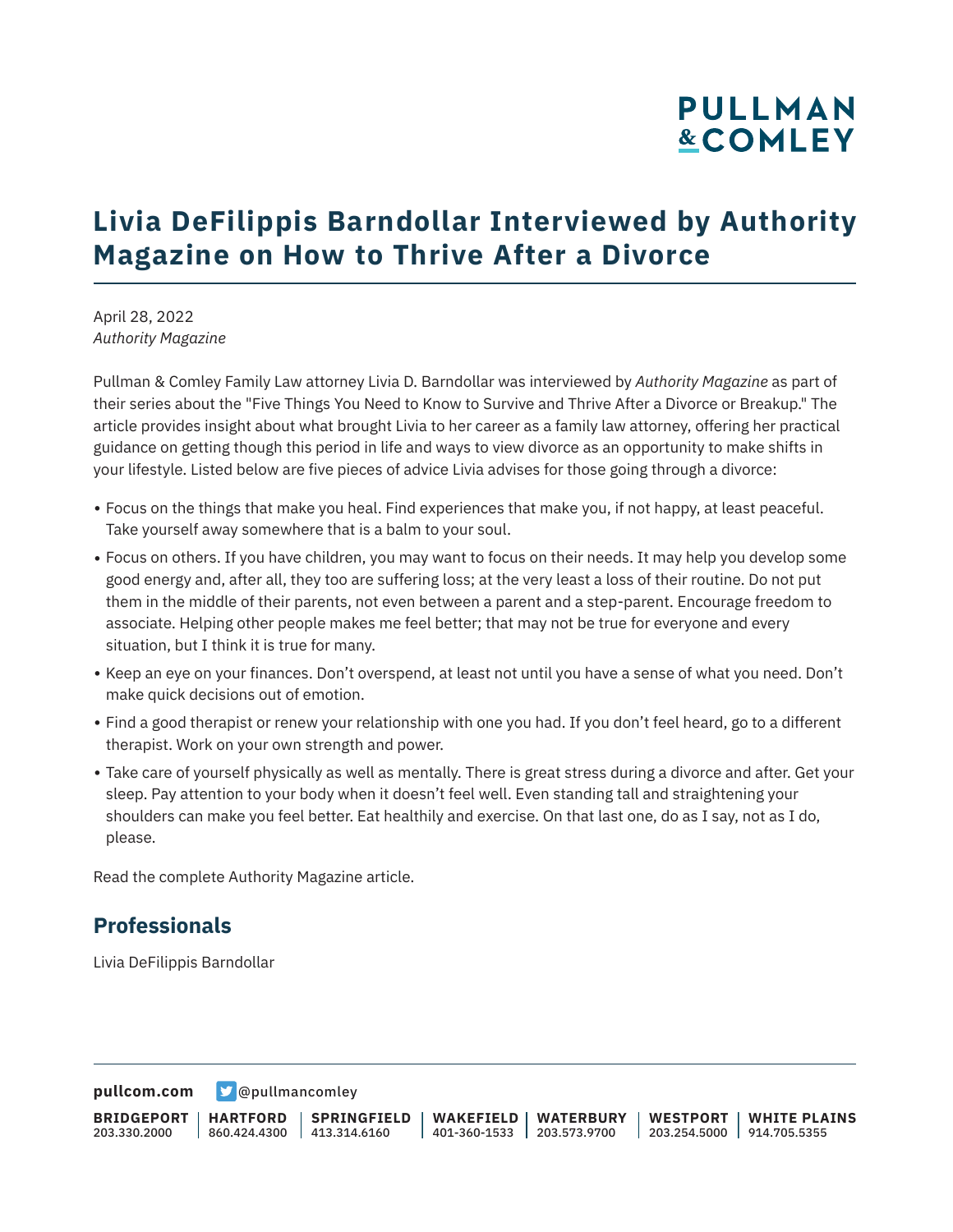# Livia DeFilippis Barndollar Interviewed by Authority Magazine on How to Thrive After a Divorce

April 28, 2022
*Authority Magazine*

Pullman & Comley Family Law attorney Livia D. Barndollar was interviewed by *Authority Magazine* as part of their series about the "Five Things You Need to Know to Survive and Thrive After a Divorce or Breakup." The article provides insight about what brought Livia to her career as a family law attorney, offering her practical guidance on getting though this period in life and ways to view divorce as an opportunity to make shifts in your lifestyle. Listed below are five pieces of advice Livia advises for those going through a divorce:

- Focus on the things that make you heal. Find experiences that make you, if not happy, at least peaceful. Take yourself away somewhere that is a balm to your soul.
- Focus on others. If you have children, you may want to focus on their needs. It may help you develop some good energy and, after all, they too are suffering loss; at the very least a loss of their routine. Do not put them in the middle of their parents, not even between a parent and a step-parent. Encourage freedom to associate. Helping other people makes me feel better; that may not be true for everyone and every situation, but I think it is true for many.
- Keep an eye on your finances. Don't overspend, at least not until you have a sense of what you need. Don't make quick decisions out of emotion.
- Find a good therapist or renew your relationship with one you had. If you don't feel heard, go to a different therapist. Work on your own strength and power.
- Take care of yourself physically as well as mentally. There is great stress during a divorce and after. Get your sleep. Pay attention to your body when it doesn't feel well. Even standing tall and straightening your shoulders can make you feel better. Eat healthily and exercise. On that last one, do as I say, not as I do, please.

Read the complete Authority Magazine article.

## Professionals

Livia DeFilippis Barndollar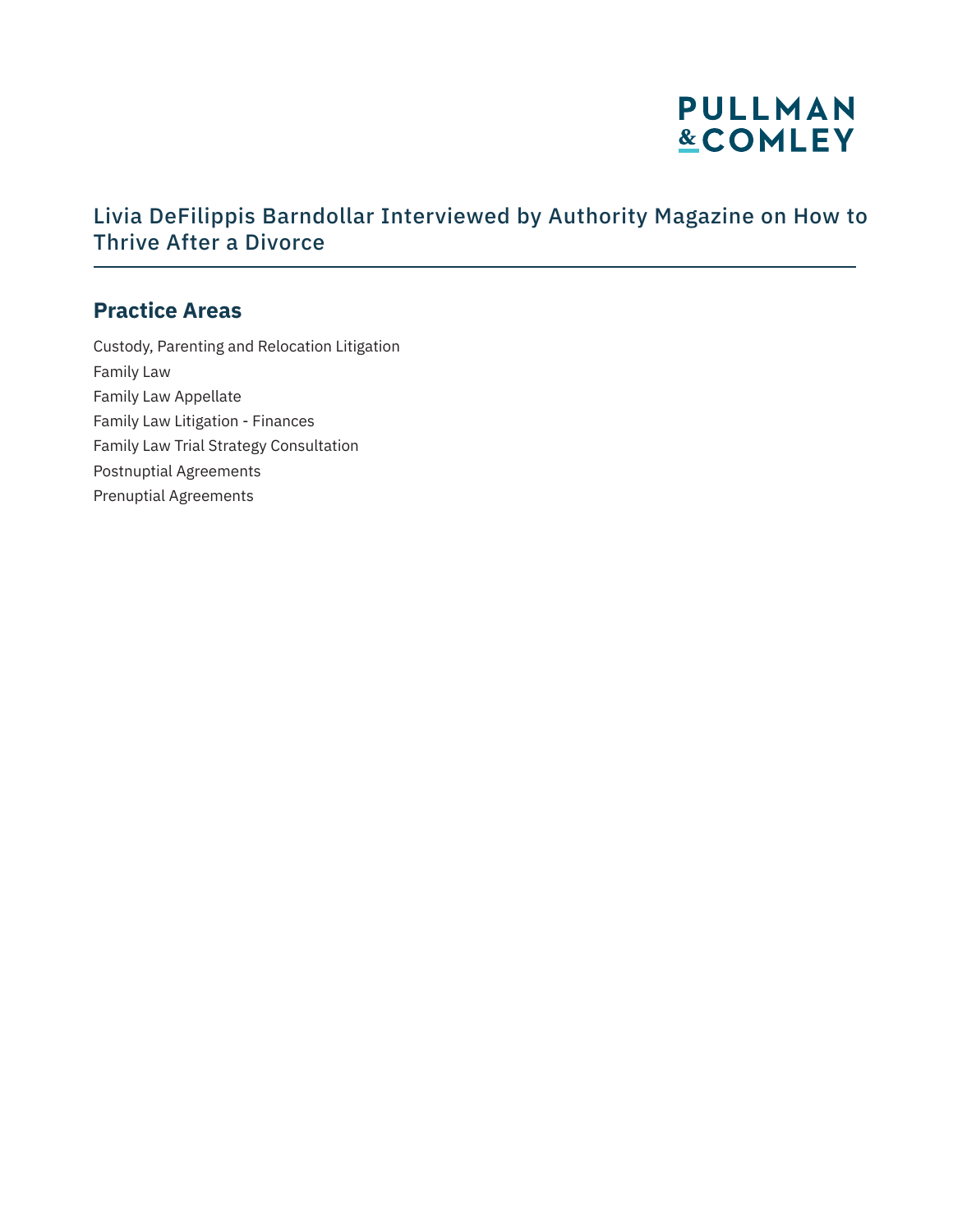## Livia DeFilippis Barndollar Interviewed by Authority Magazine on How to Thrive After a Divorce

### Practice Areas

Custody, Parenting and Relocation Litigation
Family Law
Family Law Appellate
Family Law Litigation - Finances
Family Law Trial Strategy Consultation
Postnuptial Agreements
Prenuptial Agreements